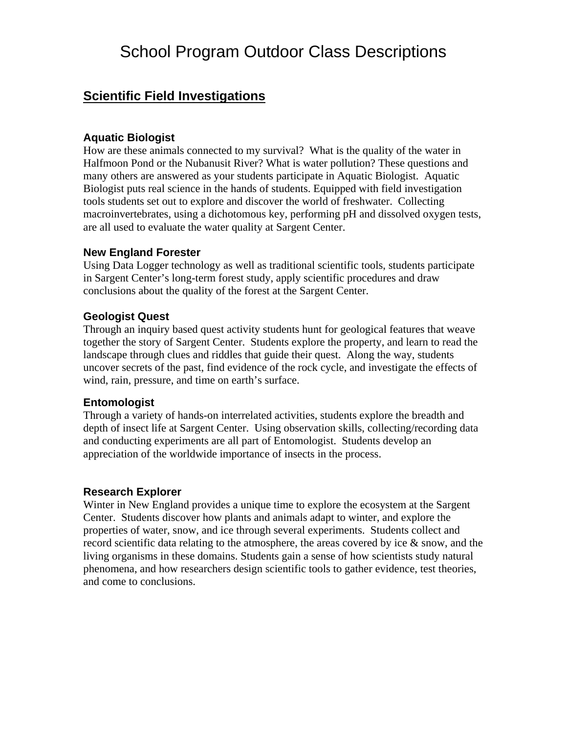# School Program Outdoor Class Descriptions

## Scientific Field Investigations

### Aquatic Biologist

How are these animals connected to my survival? What is the quality of the water in Halfmoon Pond or the Nubanusit River? What is water pollution? These questions and many others are answered as your students participate in Aquatic Biologist. Aquatic Biologist puts real science in the hands of students. Equipped with field investigation tools students set out to explore and discover the world of freshwater. Collecting macroinvertebrates, using a dichotomous key, performing pH and dissolved oxygen tests, are all used to evaluate the water quality at Sargent Center.

### New England Forester

Using Data Logger technology as well as traditional scientific tools, students participate in Sargent Center's long-term forest study, apply scientific procedures and draw conclusions about the quality of the forest at the Sargent Center.

### Geologist Quest

Through an inquiry based quest activity students hunt for geological features that weave together the story of Sargent Center. Students explore the property, and learn to read the landscape through clues and riddles that guide their quest. Along the way, students uncover secrets of the past, find evidence of the rock cycle, and investigate the effects of wind, rain, pressure, and time on earth's surface.

### Entomologist

Through a variety of hands-on interrelated activities, students explore the breadth and depth of insect life at Sargent Center. Using observation skills, collecting/recording data and conducting experiments are all part of Entomologist. Students develop an appreciation of the worldwide importance of insects in the process.

### Research Explorer

Winter in New England provides a unique time to explore the ecosystem at the Sargent Center. Students discover how plants and animals adapt to winter, and explore the properties of water, snow, and ice through several experiments. Students collect and record scientific data relating to the atmosphere, the areas covered by ice & snow, and the living organisms in these domains. Students gain a sense of how scientists study natural phenomena, and how researchers design scientific tools to gather evidence, test theories, and come to conclusions.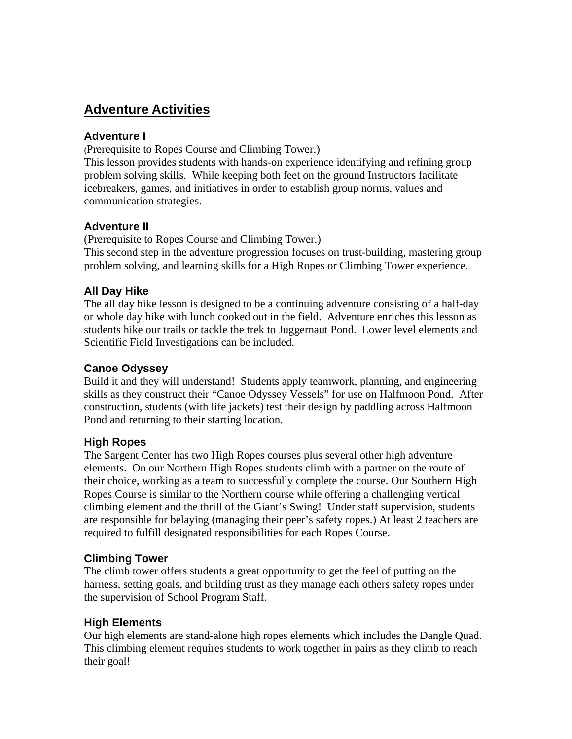## Adventure Activities

### Adventure I

(Prerequisite to Ropes Course and Climbing Tower.)
This lesson provides students with hands-on experience identifying and refining group problem solving skills. While keeping both feet on the ground Instructors facilitate icebreakers, games, and initiatives in order to establish group norms, values and communication strategies.

### Adventure II

(Prerequisite to Ropes Course and Climbing Tower.)
This second step in the adventure progression focuses on trust-building, mastering group problem solving, and learning skills for a High Ropes or Climbing Tower experience.

### All Day Hike

The all day hike lesson is designed to be a continuing adventure consisting of a half-day or whole day hike with lunch cooked out in the field. Adventure enriches this lesson as students hike our trails or tackle the trek to Juggernaut Pond. Lower level elements and Scientific Field Investigations can be included.

### Canoe Odyssey

Build it and they will understand! Students apply teamwork, planning, and engineering skills as they construct their "Canoe Odyssey Vessels" for use on Halfmoon Pond. After construction, students (with life jackets) test their design by paddling across Halfmoon Pond and returning to their starting location.

### High Ropes

The Sargent Center has two High Ropes courses plus several other high adventure elements. On our Northern High Ropes students climb with a partner on the route of their choice, working as a team to successfully complete the course. Our Southern High Ropes Course is similar to the Northern course while offering a challenging vertical climbing element and the thrill of the Giant's Swing! Under staff supervision, students are responsible for belaying (managing their peer's safety ropes.) At least 2 teachers are required to fulfill designated responsibilities for each Ropes Course.

### Climbing Tower

The climb tower offers students a great opportunity to get the feel of putting on the harness, setting goals, and building trust as they manage each others safety ropes under the supervision of School Program Staff.

### High Elements

Our high elements are stand-alone high ropes elements which includes the Dangle Quad. This climbing element requires students to work together in pairs as they climb to reach their goal!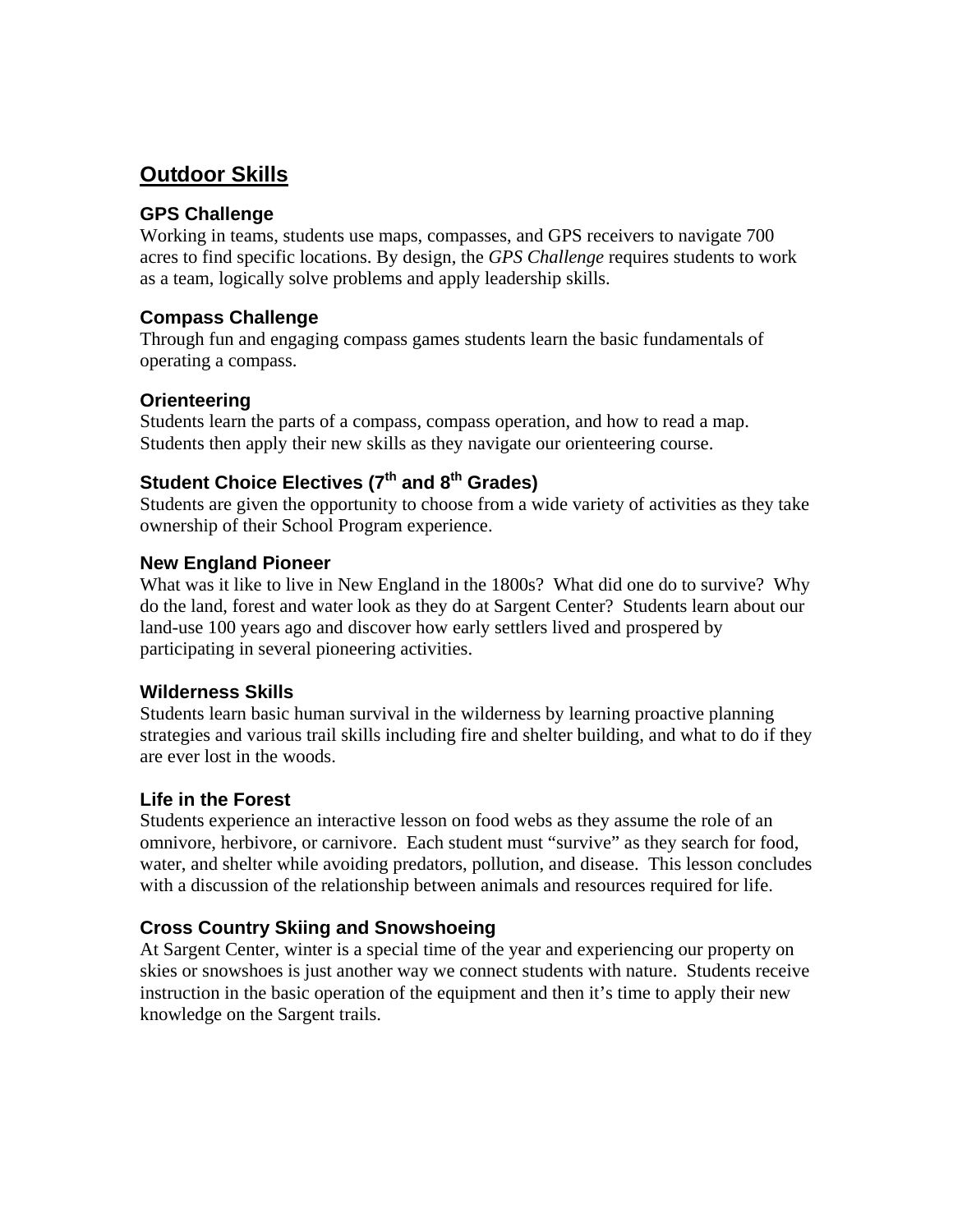## Outdoor Skills

### GPS Challenge

Working in teams, students use maps, compasses, and GPS receivers to navigate 700 acres to find specific locations. By design, the *GPS Challenge* requires students to work as a team, logically solve problems and apply leadership skills.

### Compass Challenge

Through fun and engaging compass games students learn the basic fundamentals of operating a compass.

### Orienteering

Students learn the parts of a compass, compass operation, and how to read a map. Students then apply their new skills as they navigate our orienteering course.

### Student Choice Electives (7th and 8th Grades)

Students are given the opportunity to choose from a wide variety of activities as they take ownership of their School Program experience.

### New England Pioneer

What was it like to live in New England in the 1800s? What did one do to survive? Why do the land, forest and water look as they do at Sargent Center? Students learn about our land-use 100 years ago and discover how early settlers lived and prospered by participating in several pioneering activities.

### Wilderness Skills

Students learn basic human survival in the wilderness by learning proactive planning strategies and various trail skills including fire and shelter building, and what to do if they are ever lost in the woods.

### Life in the Forest

Students experience an interactive lesson on food webs as they assume the role of an omnivore, herbivore, or carnivore. Each student must "survive" as they search for food, water, and shelter while avoiding predators, pollution, and disease. This lesson concludes with a discussion of the relationship between animals and resources required for life.

### Cross Country Skiing and Snowshoeing

At Sargent Center, winter is a special time of the year and experiencing our property on skies or snowshoes is just another way we connect students with nature. Students receive instruction in the basic operation of the equipment and then it's time to apply their new knowledge on the Sargent trails.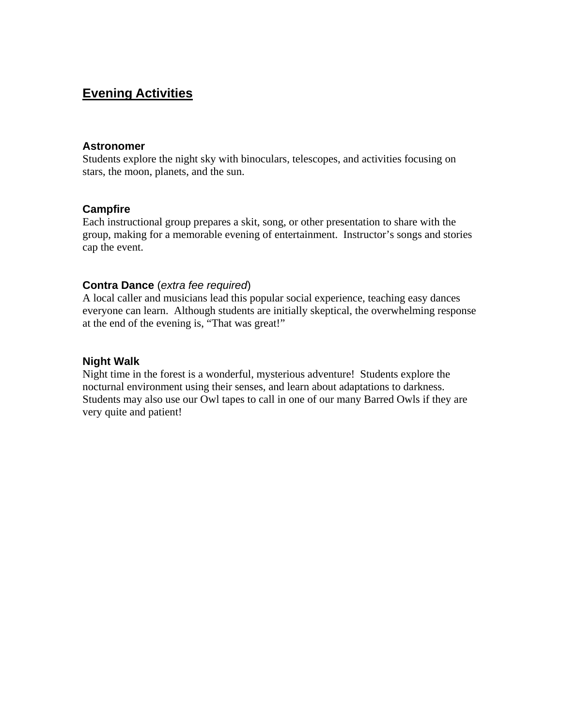## Evening Activities

### Astronomer

Students explore the night sky with binoculars, telescopes, and activities focusing on stars, the moon, planets, and the sun.

### Campfire

Each instructional group prepares a skit, song, or other presentation to share with the group, making for a memorable evening of entertainment. Instructor's songs and stories cap the event.

### Contra Dance (*extra fee required*)

A local caller and musicians lead this popular social experience, teaching easy dances everyone can learn. Although students are initially skeptical, the overwhelming response at the end of the evening is, "That was great!"

### Night Walk

Night time in the forest is a wonderful, mysterious adventure! Students explore the nocturnal environment using their senses, and learn about adaptations to darkness. Students may also use our Owl tapes to call in one of our many Barred Owls if they are very quite and patient!